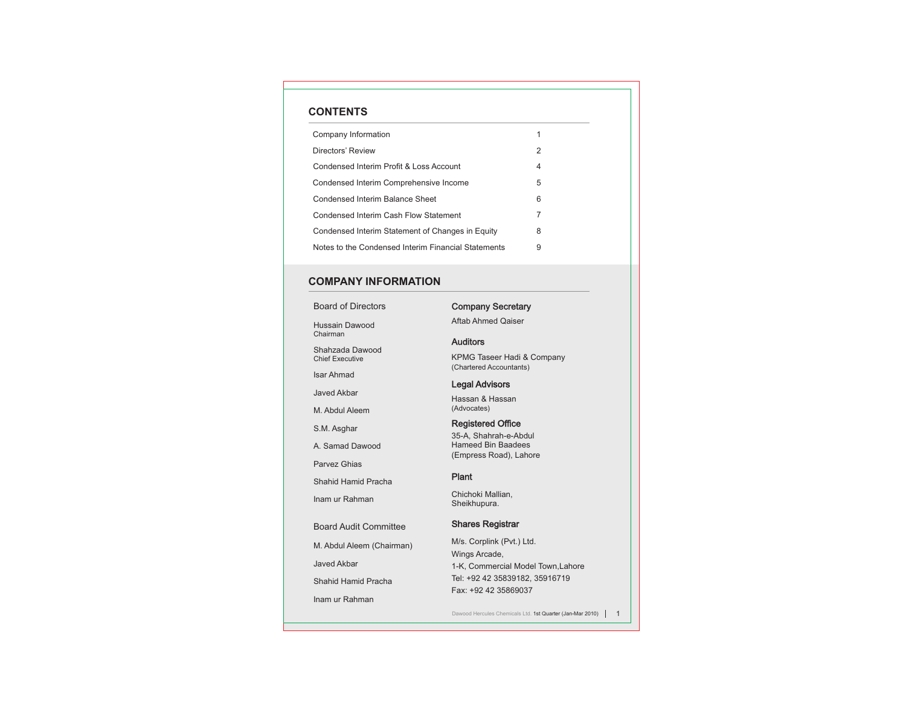## CONTENTS

| | |
|---|---|
| Company Information | 1 |
| Directors' Review | 2 |
| Condensed Interim Profit & Loss Account | 4 |
| Condensed Interim Comprehensive Income | 5 |
| Condensed Interim Balance Sheet | 6 |
| Condensed Interim Cash Flow Statement | 7 |
| Condensed Interim Statement of Changes in Equity | 8 |
| Notes to the Condensed Interim Financial Statements | 9 |

## COMPANY INFORMATION

### Board of Directors

Hussain Dawood
Chairman

Shahzada Dawood
Chief Executive

Isar Ahmad

Javed Akbar

M. Abdul Aleem

S.M. Asghar

A. Samad Dawood

Parvez Ghias

Shahid Hamid Pracha

Inam ur Rahman

### Board Audit Committee

M. Abdul Aleem (Chairman)

Javed Akbar

Shahid Hamid Pracha

Inam ur Rahman

### Company Secretary

Aftab Ahmed Qaiser

### Auditors

KPMG Taseer Hadi & Company
(Chartered Accountants)

### Legal Advisors

Hassan & Hassan
(Advocates)

### Registered Office

35-A, Shahrah-e-Abdul
Hameed Bin Baadees
(Empress Road), Lahore

### Plant

Chichoki Mallian,
Sheikhupura.

### Shares Registrar

M/s. Corplink (Pvt.) Ltd.
Wings Arcade,
1-K, Commercial Model Town,Lahore
Tel: +92 42 35839182, 35916719
Fax: +92 42 35869037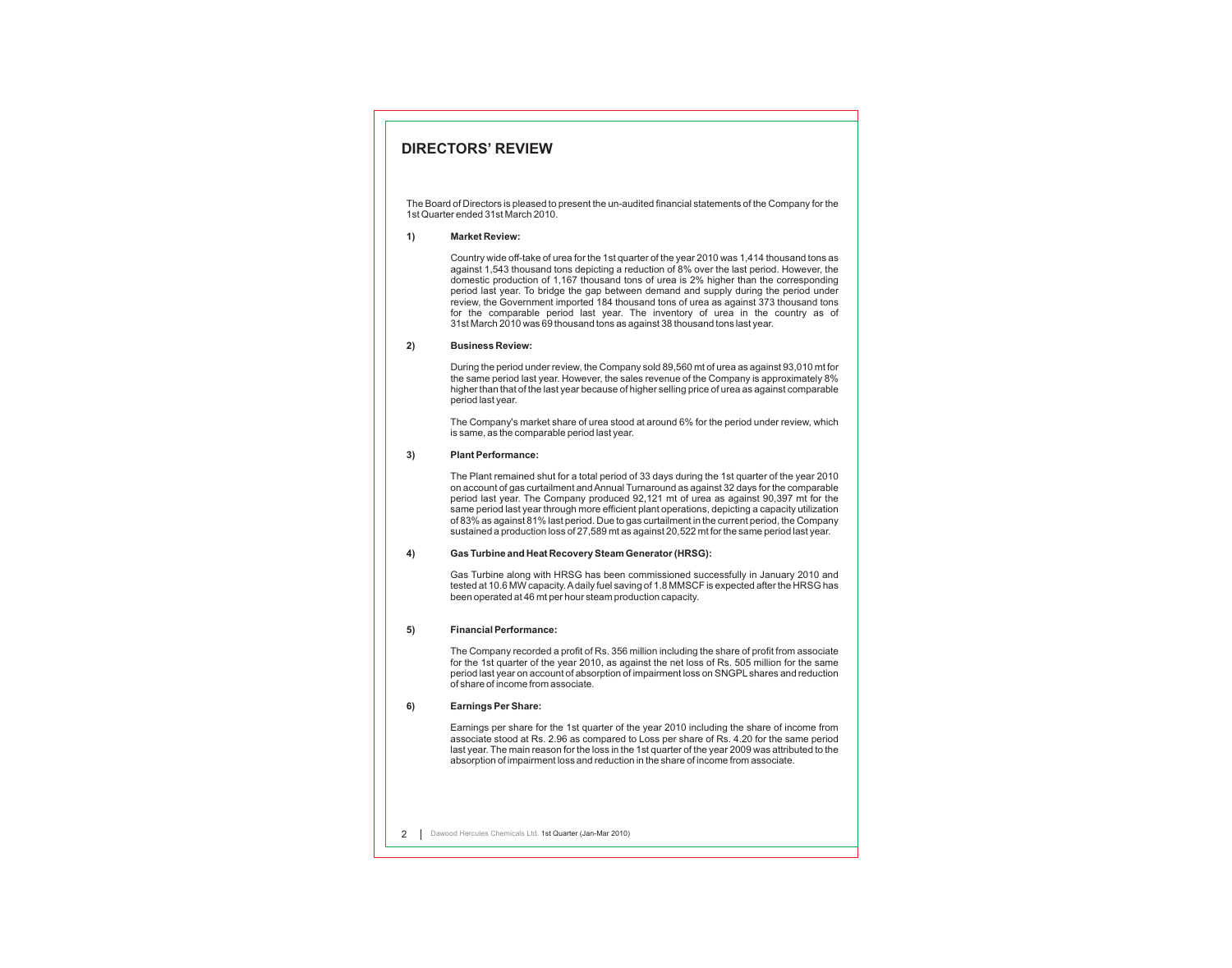# DIRECTORS' REVIEW

The Board of Directors is pleased to present the un-audited financial statements of the Company for the 1st Quarter ended 31st March 2010.

## 1) Market Review:

Country wide off-take of urea for the 1st quarter of the year 2010 was 1,414 thousand tons as against 1,543 thousand tons depicting a reduction of 8% over the last period. However, the domestic production of 1,167 thousand tons of urea is 2% higher than the corresponding period last year. To bridge the gap between demand and supply during the period under review, the Government imported 184 thousand tons of urea as against 373 thousand tons for the comparable period last year. The inventory of urea in the country as of 31st March 2010 was 69 thousand tons as against 38 thousand tons last year.

## 2) Business Review:

During the period under review, the Company sold 89,560 mt of urea as against 93,010 mt for the same period last year. However, the sales revenue of the Company is approximately 8% higher than that of the last year because of higher selling price of urea as against comparable period last year.

The Company's market share of urea stood at around 6% for the period under review, which is same, as the comparable period last year.

## 3) Plant Performance:

The Plant remained shut for a total period of 33 days during the 1st quarter of the year 2010 on account of gas curtailment and Annual Turnaround as against 32 days for the comparable period last year. The Company produced 92,121 mt of urea as against 90,397 mt for the same period last year through more efficient plant operations, depicting a capacity utilization of 83% as against 81% last period. Due to gas curtailment in the current period, the Company sustained a production loss of 27,589 mt as against 20,522 mt for the same period last year.

## 4) Gas Turbine and Heat Recovery Steam Generator (HRSG):

Gas Turbine along with HRSG has been commissioned successfully in January 2010 and tested at 10.6 MW capacity. A daily fuel saving of 1.8 MMSCF is expected after the HRSG has been operated at 46 mt per hour steam production capacity.

## 5) Financial Performance:

The Company recorded a profit of Rs. 356 million including the share of profit from associate for the 1st quarter of the year 2010, as against the net loss of Rs. 505 million for the same period last year on account of absorption of impairment loss on SNGPL shares and reduction of share of income from associate.

## 6) Earnings Per Share:

Earnings per share for the 1st quarter of the year 2010 including the share of income from associate stood at Rs. 2.96 as compared to Loss per share of Rs. 4.20 for the same period last year. The main reason for the loss in the 1st quarter of the year 2009 was attributed to the absorption of impairment loss and reduction in the share of income from associate.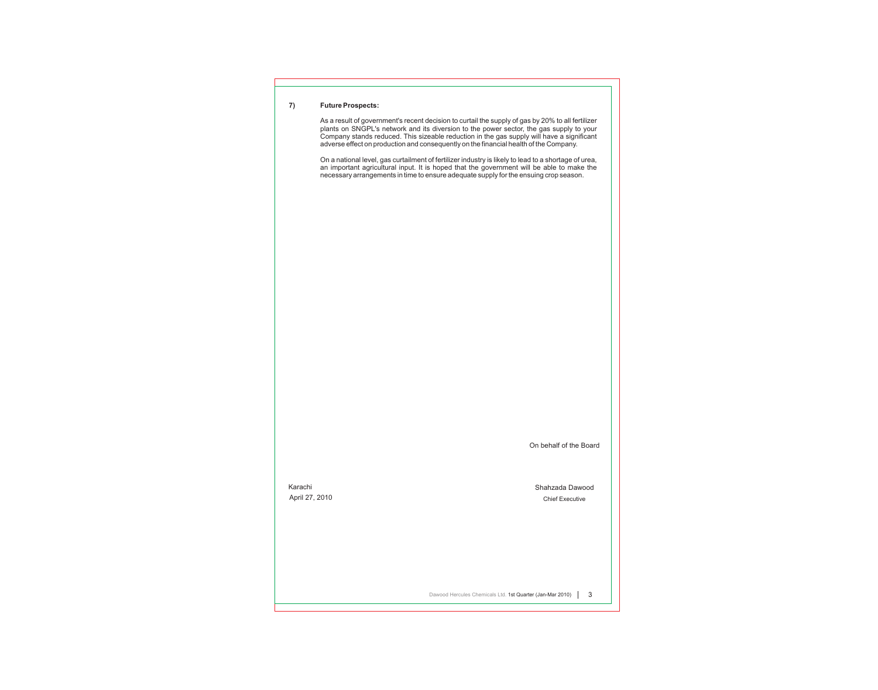### 7) Future Prospects:

As a result of government's recent decision to curtail the supply of gas by 20% to all fertilizer plants on SNGPL's network and its diversion to the power sector, the gas supply to your Company stands reduced. This sizeable reduction in the gas supply will have a significant adverse effect on production and consequently on the financial health of the Company.

On a national level, gas curtailment of fertilizer industry is likely to lead to a shortage of urea, an important agricultural input. It is hoped that the government will be able to make the necessary arrangements in time to ensure adequate supply for the ensuing crop season.

On behalf of the Board

Karachi
April 27, 2010

Shahzada Dawood
Chief Executive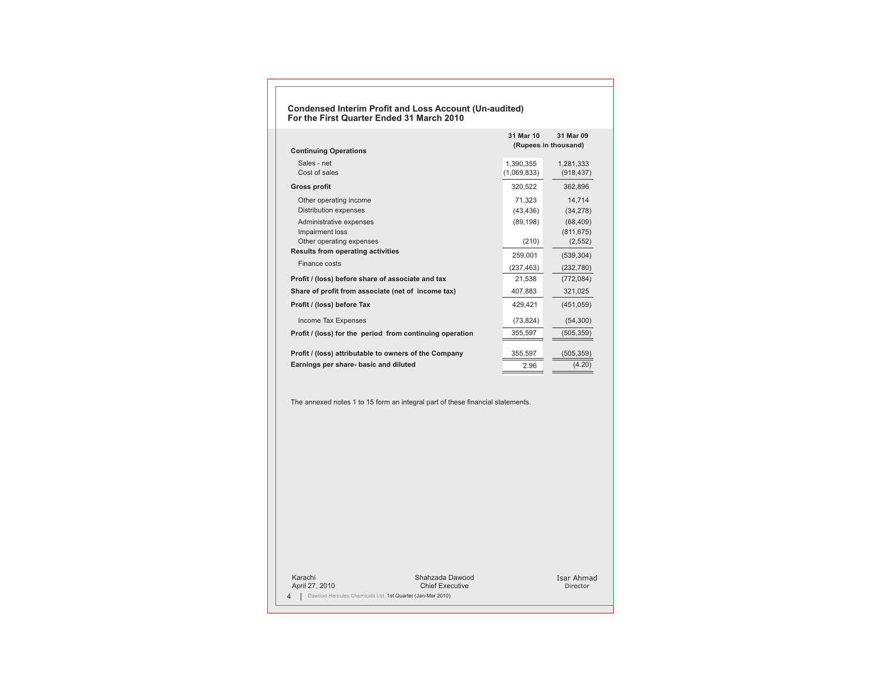## Condensed Interim Profit and Loss Account (Un-audited)
## For the First Quarter Ended 31 March 2010

| | 31 Mar 10 | 31 Mar 09 |
|---|---|---|
| | (Rupees in thousand) | |
| **Continuing Operations** | | |
| Sales - net | 1,390,355 | 1,281,333 |
| Cost of sales | (1,069,833) | (918,437) |
| **Gross profit** | 320,522 | 362,896 |
| Other operating income | 71,323 | 14,714 |
| Distribution expenses | (43,436) | (34,278) |
| Administrative expenses | (89,198) | (68,409) |
| Impairment loss | | (811,675) |
| Other operating expenses | (210) | (2,552) |
| **Results from operating activities** | 259,001 | (539,304) |
| Finance costs | (237,463) | (232,780) |
| **Profit / (loss) before share of associate and tax** | 21,538 | (772,084) |
| **Share of profit from associate (net of income tax)** | 407,883 | 321,025 |
| **Profit / (loss) before Tax** | 429,421 | (451,059) |
| Income Tax Expenses | (73,824) | (54,300) |
| **Profit / (loss) for the period from continuing operation** | 355,597 | (505,359) |
| **Profit / (loss) attributable to owners of the Company** | 355,597 | (505,359) |
| **Earnings per share- basic and diluted** | 2.96 | (4.20) |

The annexed notes 1 to 15 form an integral part of these financial statements.

Karachi
April 27, 2010

Shahzada Dawood
Chief Executive

Isar Ahmad
Director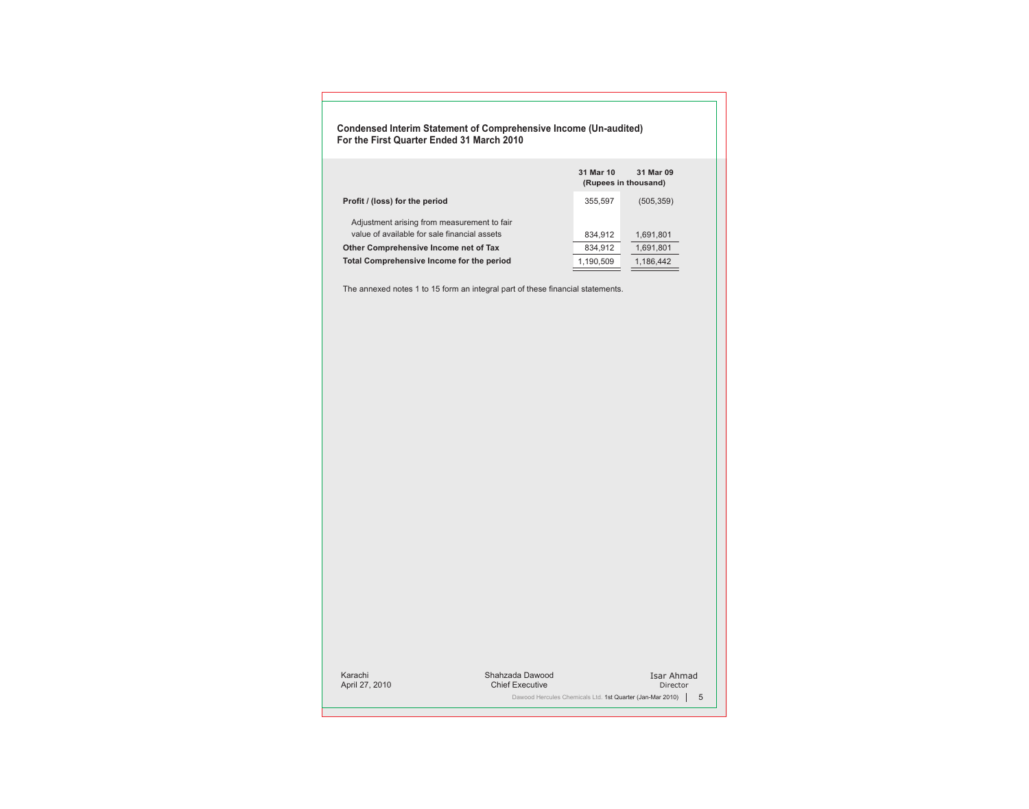**Condensed Interim Statement of Comprehensive Income (Un-audited)**
**For the First Quarter Ended 31 March 2010**

| | 31 Mar 10 | 31 Mar 09 |
|---|---|---|
| | (Rupees in thousand) | |
| **Profit / (loss) for the period** | 355,597 | (505,359) |
| Adjustment arising from measurement to fair value of available for sale financial assets | 834,912 | 1,691,801 |
| **Other Comprehensive Income net of Tax** | 834,912 | 1,691,801 |
| **Total Comprehensive Income for the period** | 1,190,509 | 1,186,442 |

The annexed notes 1 to 15 form an integral part of these financial statements.

Karachi
April 27, 2010

Shahzada Dawood
Chief Executive

Isar Ahmad
Director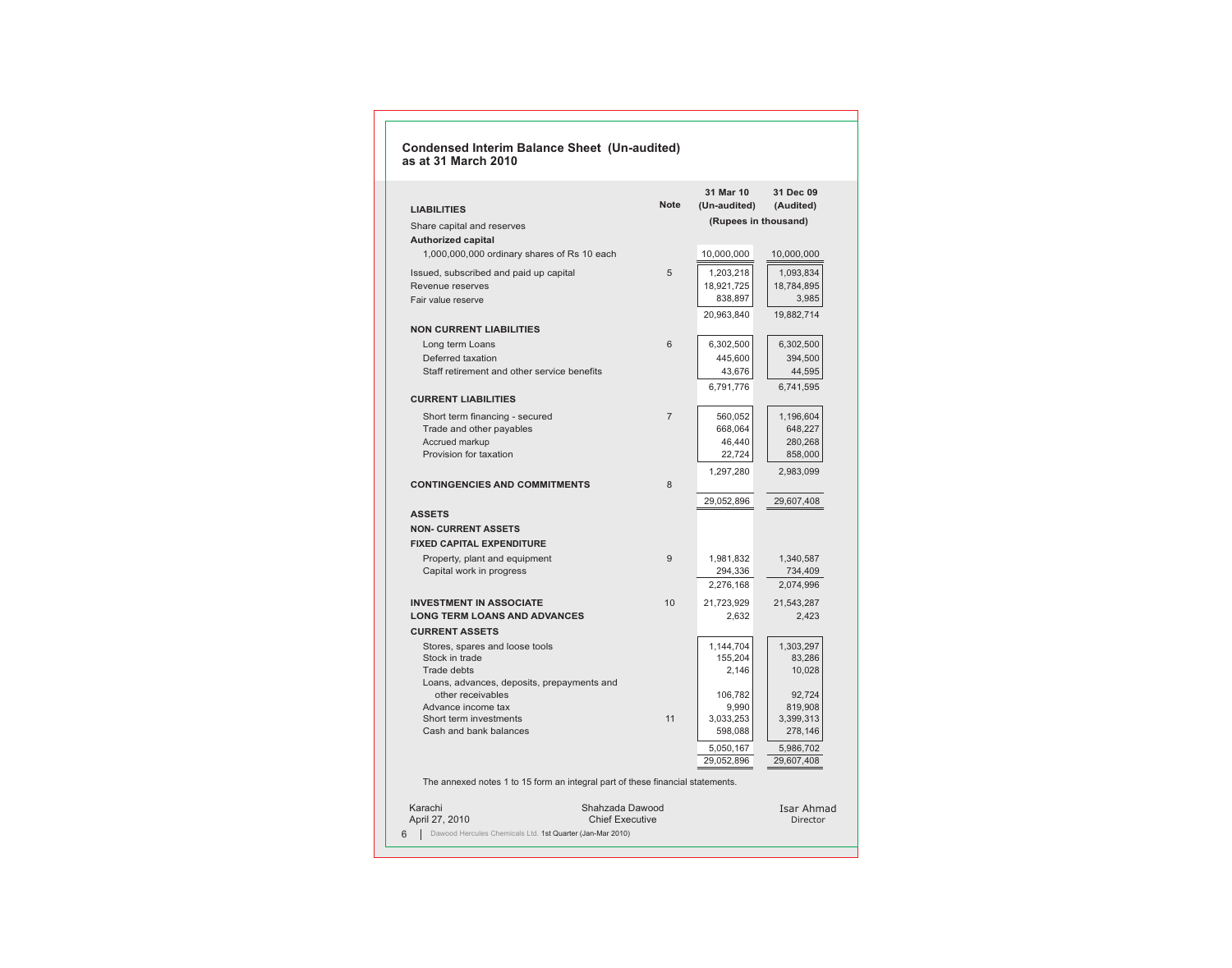## Condensed Interim Balance Sheet (Un-audited)
## as at 31 March 2010

| | Note | 31 Mar 10 (Un-audited) | 31 Dec 09 (Audited) |
|---|---|---|---|
| | | (Rupees in thousand) | |
| **LIABILITIES** | | | |
| Share capital and reserves | | | |
| **Authorized capital** | | | |
| 1,000,000,000 ordinary shares of Rs 10 each | | 10,000,000 | 10,000,000 |
| Issued, subscribed and paid up capital | 5 | 1,203,218 | 1,093,834 |
| Revenue reserves | | 18,921,725 | 18,784,895 |
| Fair value reserve | | 838,897 | 3,985 |
| | | 20,963,840 | 19,882,714 |
| **NON CURRENT LIABILITIES** | | | |
| Long term Loans | 6 | 6,302,500 | 6,302,500 |
| Deferred taxation | | 445,600 | 394,500 |
| Staff retirement and other service benefits | | 43,676 | 44,595 |
| | | 6,791,776 | 6,741,595 |
| **CURRENT LIABILITIES** | | | |
| Short term financing - secured | 7 | 560,052 | 1,196,604 |
| Trade and other payables | | 668,064 | 648,227 |
| Accrued markup | | 46,440 | 280,268 |
| Provision for taxation | | 22,724 | 858,000 |
| | | 1,297,280 | 2,983,099 |
| **CONTINGENCIES AND COMMITMENTS** | 8 | | |
| | | 29,052,896 | 29,607,408 |
| **ASSETS** | | | |
| **NON- CURRENT ASSETS** | | | |
| **FIXED CAPITAL EXPENDITURE** | | | |
| Property, plant and equipment | 9 | 1,981,832 | 1,340,587 |
| Capital work in progress | | 294,336 | 734,409 |
| | | 2,276,168 | 2,074,996 |
| **INVESTMENT IN ASSOCIATE** | 10 | 21,723,929 | 21,543,287 |
| **LONG TERM LOANS AND ADVANCES** | | 2,632 | 2,423 |
| **CURRENT ASSETS** | | | |
| Stores, spares and loose tools | | 1,144,704 | 1,303,297 |
| Stock in trade | | 155,204 | 83,286 |
| Trade debts | | 2,146 | 10,028 |
| Loans, advances, deposits, prepayments and other receivables | | 106,782 | 92,724 |
| Advance income tax | | 9,990 | 819,908 |
| Short term investments | 11 | 3,033,253 | 3,399,313 |
| Cash and bank balances | | 598,088 | 278,146 |
| | | 5,050,167 | 5,986,702 |
| | | 29,052,896 | 29,607,408 |

The annexed notes 1 to 15 form an integral part of these financial statements.

Karachi
April 27, 2010

Shahzada Dawood
Chief Executive

Isar Ahmad
Director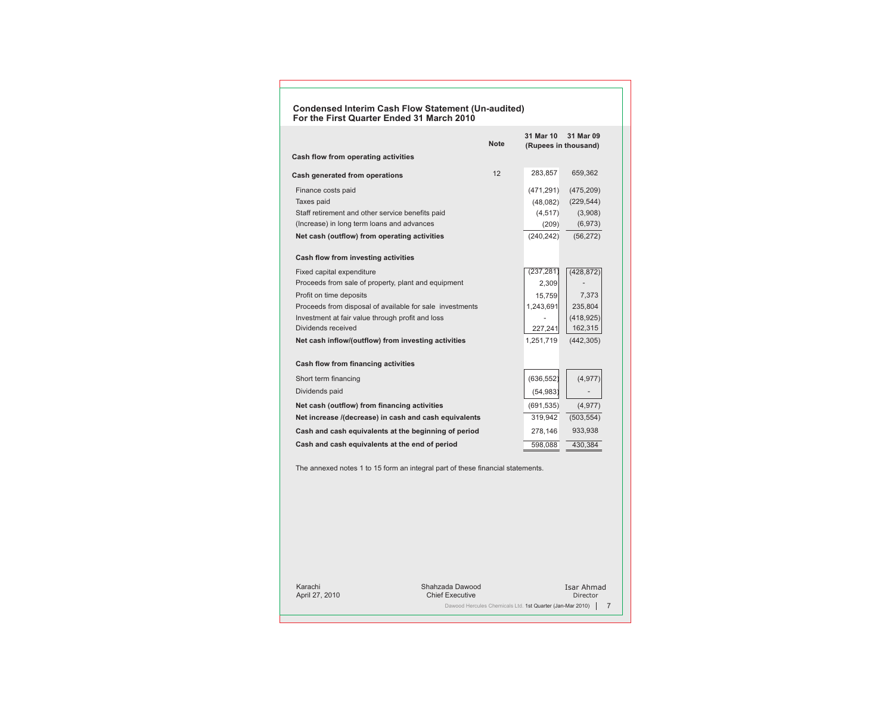## Condensed Interim Cash Flow Statement (Un-audited)
## For the First Quarter Ended 31 March 2010

| | Note | 31 Mar 10 | 31 Mar 09 |
|---|---|---|---|
| | | (Rupees in thousand) | |
| **Cash flow from operating activities** | | | |
| **Cash generated from operations** | 12 | 283,857 | 659,362 |
| Finance costs paid | | (471,291) | (475,209) |
| Taxes paid | | (48,082) | (229,544) |
| Staff retirement and other service benefits paid | | (4,517) | (3,908) |
| (Increase) in long term loans and advances | | (209) | (6,973) |
| **Net cash (outflow) from operating activities** | | (240,242) | (56,272) |
| **Cash flow from investing activities** | | | |
| Fixed capital expenditure | | (237,281) | (428,872) |
| Proceeds from sale of property, plant and equipment | | 2,309 | - |
| Profit on time deposits | | 15,759 | 7,373 |
| Proceeds from disposal of available for sale investments | | 1,243,691 | 235,804 |
| Investment at fair value through profit and loss | | - | (418,925) |
| Dividends received | | 227,241 | 162,315 |
| **Net cash inflow/(outflow) from investing activities** | | 1,251,719 | (442,305) |
| **Cash flow from financing activities** | | | |
| Short term financing | | (636,552) | (4,977) |
| Dividends paid | | (54,983) | - |
| **Net cash (outflow) from financing activities** | | (691,535) | (4,977) |
| **Net increase /(decrease) in cash and cash equivalents** | | 319,942 | (503,554) |
| **Cash and cash equivalents at the beginning of period** | | 278,146 | 933,938 |
| **Cash and cash equivalents at the end of period** | | 598,088 | 430,384 |

The annexed notes 1 to 15 form an integral part of these financial statements.

Karachi
April 27, 2010

Shahzada Dawood
Chief Executive

Isar Ahmad
Director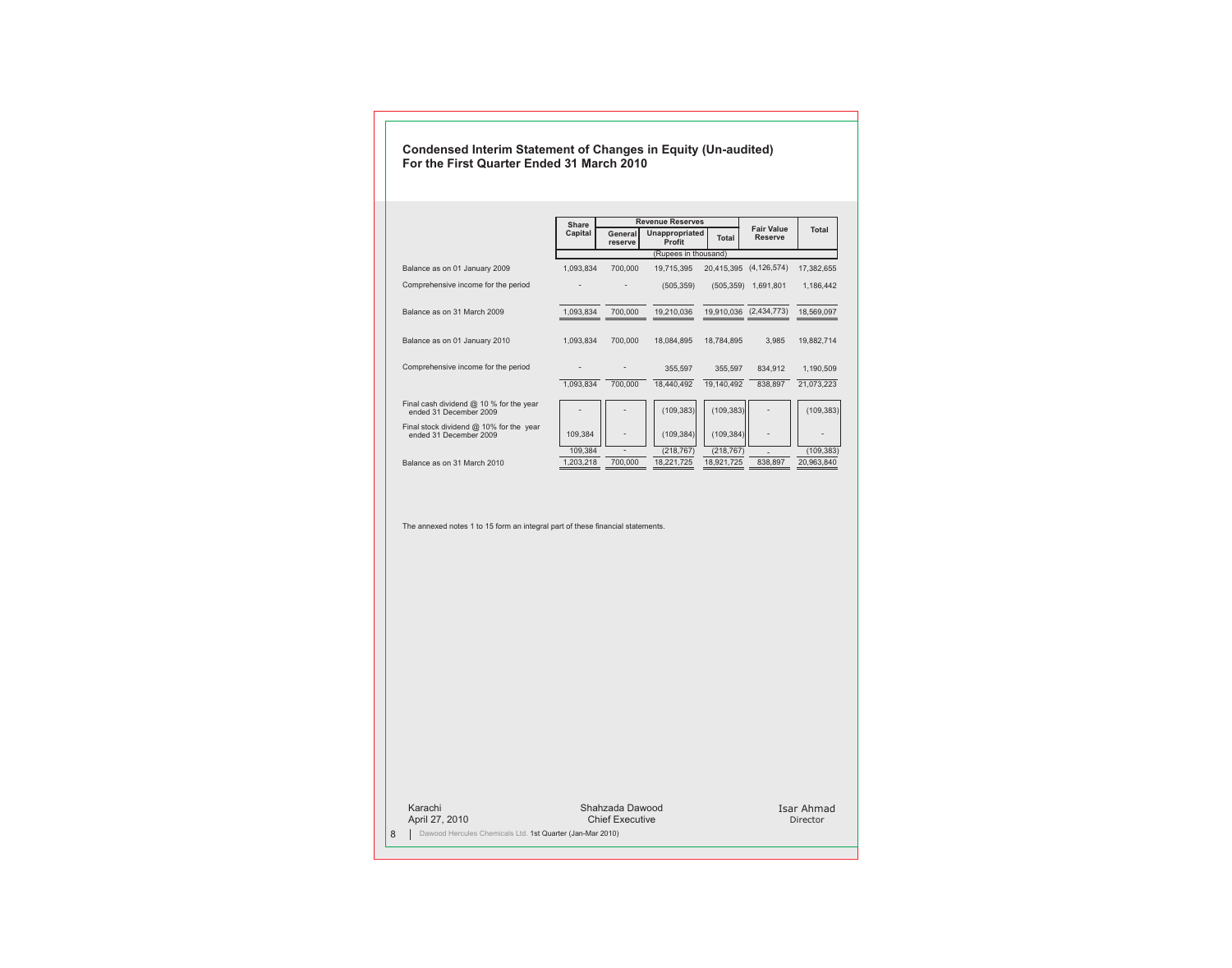## Condensed Interim Statement of Changes in Equity (Un-audited)
## For the First Quarter Ended 31 March 2010

| | Share Capital | Revenue Reserves | | | Fair Value Reserve | Total |
|---|---|---|---|---|---|---|
| | | General reserve | Unappropriated Profit | Total | | |
| | (Rupees in thousand) | | | | | |
| Balance as on 01 January 2009 | 1,093,834 | 700,000 | 19,715,395 | 20,415,395 | (4,126,574) | 17,382,655 |
| Comprehensive income for the period | - | - | (505,359) | (505,359) | 1,691,801 | 1,186,442 |
| Balance as on 31 March 2009 | 1,093,834 | 700,000 | 19,210,036 | 19,910,036 | (2,434,773) | 18,569,097 |
| Balance as on 01 January 2010 | 1,093,834 | 700,000 | 18,084,895 | 18,784,895 | 3,985 | 19,882,714 |
| Comprehensive income for the period | - | - | 355,597 | 355,597 | 834,912 | 1,190,509 |
| | 1,093,834 | 700,000 | 18,440,492 | 19,140,492 | 838,897 | 21,073,223 |
| Final cash dividend @ 10 % for the year ended 31 December 2009 | - | - | (109,383) | (109,383) | - | (109,383) |
| Final stock dividend @ 10% for the year ended 31 December 2009 | 109,384 | - | (109,384) | (109,384) | - | - |
| | 109,384 | - | (218,767) | (218,767) | - | (109,383) |
| Balance as on 31 March 2010 | 1,203,218 | 700,000 | 18,221,725 | 18,921,725 | 838,897 | 20,963,840 |

The annexed notes 1 to 15 form an integral part of these financial statements.

Karachi
April 27, 2010

Shahzada Dawood
Chief Executive

Isar Ahmad
Director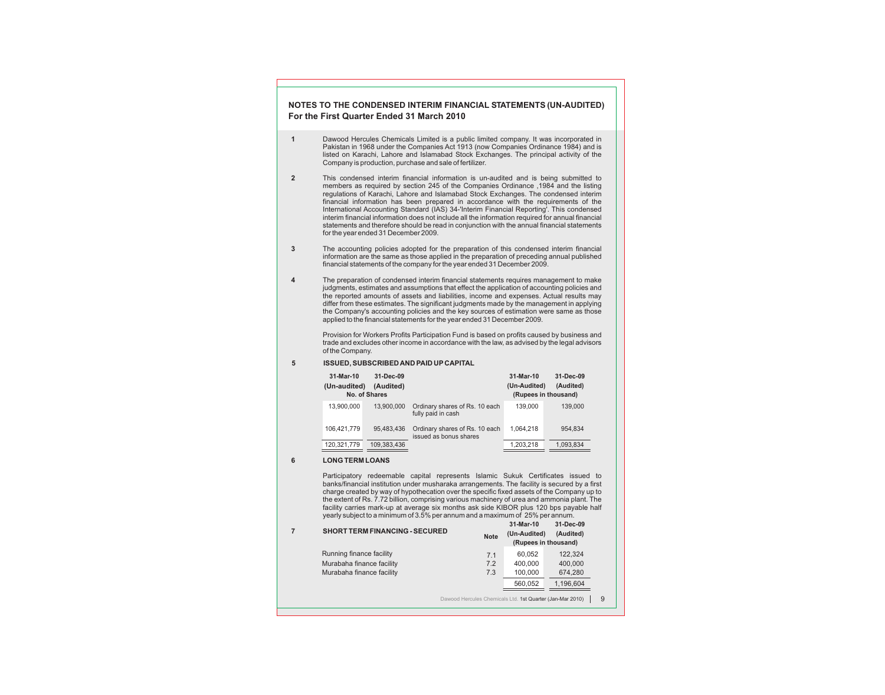## NOTES TO THE CONDENSED INTERIM FINANCIAL STATEMENTS (UN-AUDITED)
## For the First Quarter Ended 31 March 2010

**1** Dawood Hercules Chemicals Limited is a public limited company. It was incorporated in Pakistan in 1968 under the Companies Act 1913 (now Companies Ordinance 1984) and is listed on Karachi, Lahore and Islamabad Stock Exchanges. The principal activity of the Company is production, purchase and sale of fertilizer.

**2** This condensed interim financial information is un-audited and is being submitted to members as required by section 245 of the Companies Ordinance ,1984 and the listing regulations of Karachi, Lahore and Islamabad Stock Exchanges. The condensed interim financial information has been prepared in accordance with the requirements of the International Accounting Standard (IAS) 34-'Interim Financial Reporting'. This condensed interim financial information does not include all the information required for annual financial statements and therefore should be read in conjunction with the annual financial statements for the year ended 31 December 2009.

**3** The accounting policies adopted for the preparation of this condensed interim financial information are the same as those applied in the preparation of preceding annual published financial statements of the company for the year ended 31 December 2009.

**4** The preparation of condensed interim financial statements requires management to make judgments, estimates and assumptions that effect the application of accounting policies and the reported amounts of assets and liabilities, income and expenses. Actual results may differ from these estimates. The significant judgments made by the management in applying the Company's accounting policies and the key sources of estimation were same as those applied to the financial statements for the year ended 31 December 2009.

Provision for Workers Profits Participation Fund is based on profits caused by business and trade and excludes other income in accordance with the law, as advised by the legal advisors of the Company.

**5** **ISSUED, SUBSCRIBED AND PAID UP CAPITAL**

| 31-Mar-10 (Un-audited) | 31-Dec-09 (Audited) | | 31-Mar-10 (Un-Audited) | 31-Dec-09 (Audited) |
|---|---|---|---|---|
| No. of Shares | | | (Rupees in thousand) | |
| 13,900,000 | 13,900,000 | Ordinary shares of Rs. 10 each fully paid in cash | 139,000 | 139,000 |
| 106,421,779 | 95,483,436 | Ordinary shares of Rs. 10 each issued as bonus shares | 1,064,218 | 954,834 |
| 120,321,779 | 109,383,436 | | 1,203,218 | 1,093,834 |

**6** **LONG TERM LOANS**

Participatory redeemable capital represents Islamic Sukuk Certificates issued to banks/financial institution under musharaka arrangements. The facility is secured by a first charge created by way of hypothecation over the specific fixed assets of the Company up to the extent of Rs. 7.72 billion, comprising various machinery of urea and ammonia plant. The facility carries mark-up at average six months ask side KIBOR plus 120 bps payable half yearly subject to a minimum of 3.5% per annum and a maximum of 25% per annum.

**7** **SHORT TERM FINANCING - SECURED**

| | Note | 31-Mar-10 (Un-Audited) | 31-Dec-09 (Audited) |
|---|---|---|---|
| | | (Rupees in thousand) | |
| Running finance facility | 7.1 | 60,052 | 122,324 |
| Murabaha finance facility | 7.2 | 400,000 | 400,000 |
| Murabaha finance facility | 7.3 | 100,000 | 674,280 |
| | | 560,052 | 1,196,604 |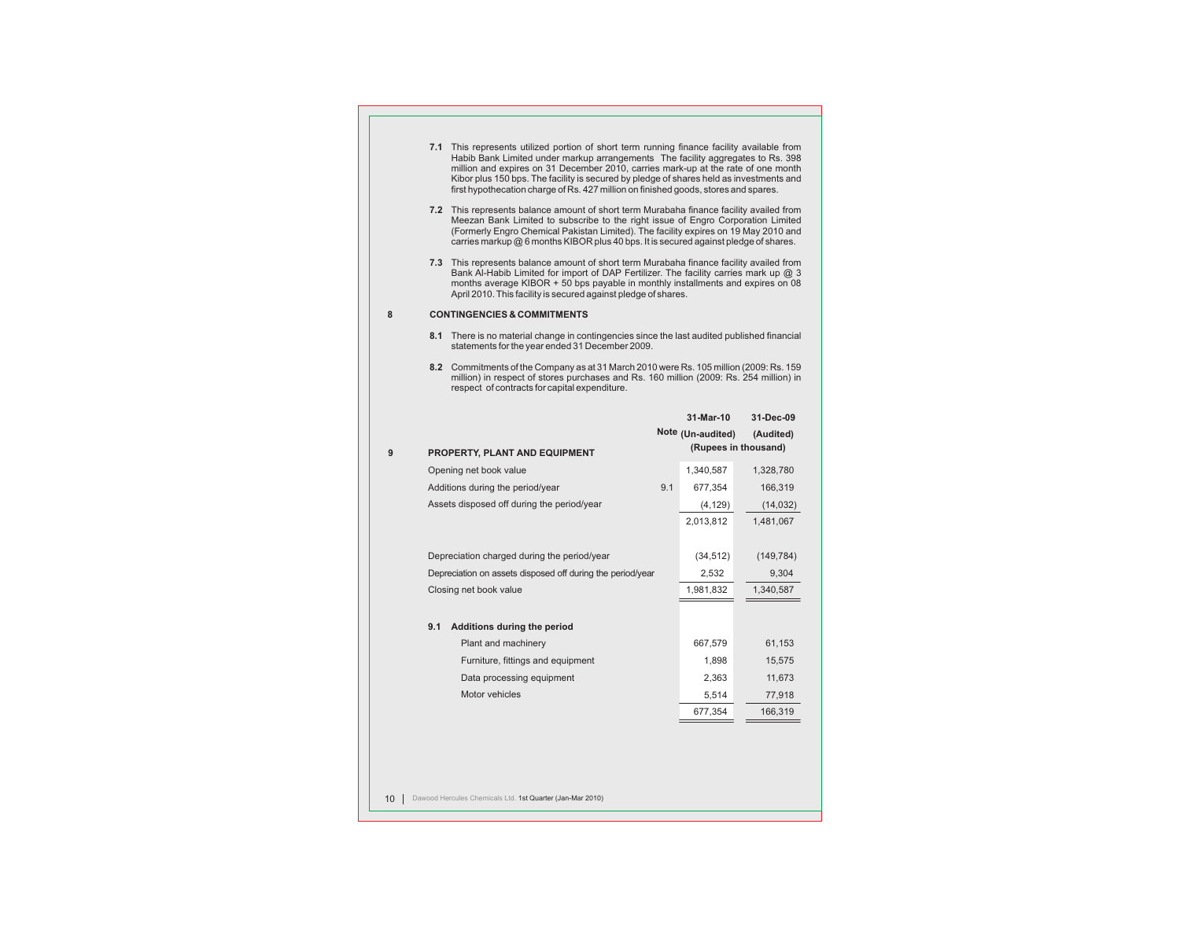**7.1** This represents utilized portion of short term running finance facility available from Habib Bank Limited under markup arrangements The facility aggregates to Rs. 398 million and expires on 31 December 2010, carries mark-up at the rate of one month Kibor plus 150 bps. The facility is secured by pledge of shares held as investments and first hypothecation charge of Rs. 427 million on finished goods, stores and spares.

**7.2** This represents balance amount of short term Murabaha finance facility availed from Meezan Bank Limited to subscribe to the right issue of Engro Corporation Limited (Formerly Engro Chemical Pakistan Limited). The facility expires on 19 May 2010 and carries markup @ 6 months KIBOR plus 40 bps. It is secured against pledge of shares.

**7.3** This represents balance amount of short term Murabaha finance facility availed from Bank Al-Habib Limited for import of DAP Fertilizer. The facility carries mark up @ 3 months average KIBOR + 50 bps payable in monthly installments and expires on 08 April 2010. This facility is secured against pledge of shares.

## 8 CONTINGENCIES & COMMITMENTS

**8.1** There is no material change in contingencies since the last audited published financial statements for the year ended 31 December 2009.

**8.2** Commitments of the Company as at 31 March 2010 were Rs. 105 million (2009: Rs. 159 million) in respect of stores purchases and Rs. 160 million (2009: Rs. 254 million) in respect of contracts for capital expenditure.

## 9 PROPERTY, PLANT AND EQUIPMENT

| | Note | 31-Mar-10 (Un-audited) | 31-Dec-09 (Audited) |
|---|---|---|---|
| | | (Rupees in thousand) | |
| Opening net book value | | 1,340,587 | 1,328,780 |
| Additions during the period/year | 9.1 | 677,354 | 166,319 |
| Assets disposed off during the period/year | | (4,129) | (14,032) |
| | | 2,013,812 | 1,481,067 |
| Depreciation charged during the period/year | | (34,512) | (149,784) |
| Depreciation on assets disposed off during the period/year | | 2,532 | 9,304 |
| Closing net book value | | 1,981,832 | 1,340,587 |

### 9.1 Additions during the period

| | 31-Mar-10 | 31-Dec-09 |
|---|---|---|
| Plant and machinery | 667,579 | 61,153 |
| Furniture, fittings and equipment | 1,898 | 15,575 |
| Data processing equipment | 2,363 | 11,673 |
| Motor vehicles | 5,514 | 77,918 |
| | 677,354 | 166,319 |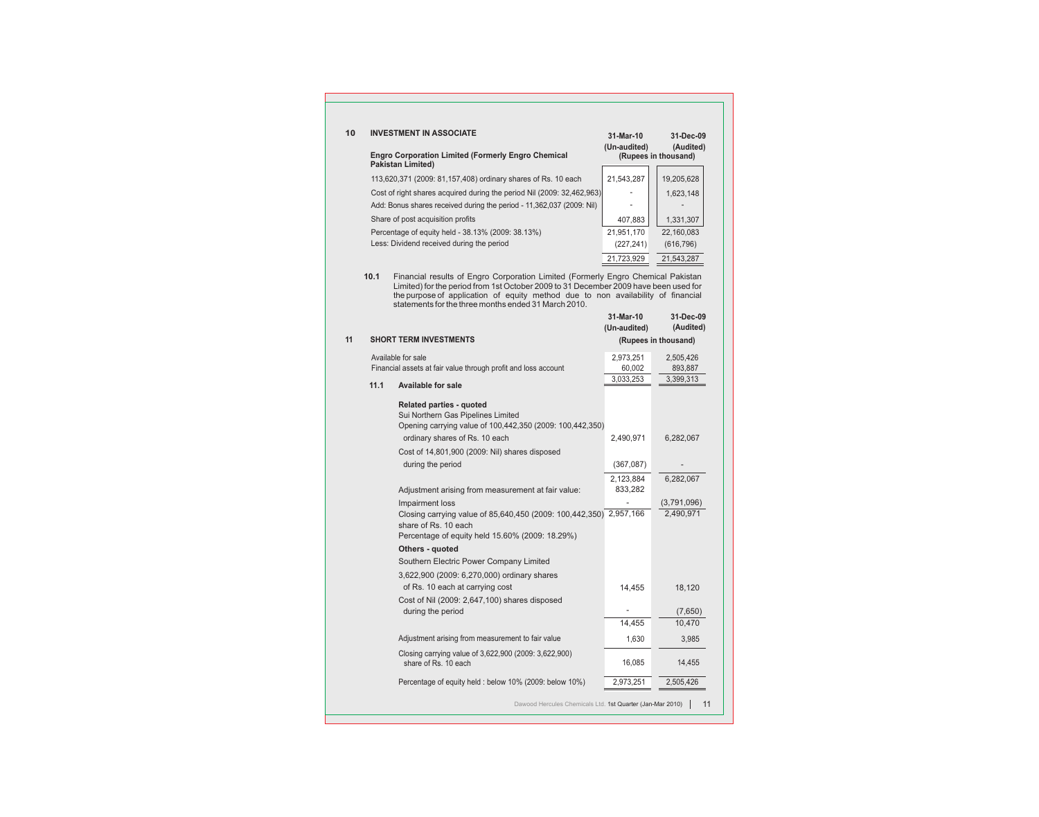## 10 INVESTMENT IN ASSOCIATE

| Engro Corporation Limited (Formerly Engro Chemical Pakistan Limited) | 31-Mar-10 (Un-audited) | 31-Dec-09 (Audited) |
|---|---|---|
| | (Rupees in thousand) | |
| 113,620,371 (2009: 81,157,408) ordinary shares of Rs. 10 each | 21,543,287 | 19,205,628 |
| Cost of right shares acquired during the period Nil (2009: 32,462,963) | - | 1,623,148 |
| Add: Bonus shares received during the period - 11,362,037 (2009: Nil) | - | - |
| Share of post acquisition profits | 407,883 | 1,331,307 |
| Percentage of equity held - 38.13% (2009: 38.13%) | 21,951,170 | 22,160,083 |
| Less: Dividend received during the period | (227,241) | (616,796) |
| | 21,723,929 | 21,543,287 |

**10.1** Financial results of Engro Corporation Limited (Formerly Engro Chemical Pakistan Limited) for the period from 1st October 2009 to 31 December 2009 have been used for the purpose of application of equity method due to non availability of financial statements for the three months ended 31 March 2010.

## 11 SHORT TERM INVESTMENTS

| | 31-Mar-10 (Un-audited) | 31-Dec-09 (Audited) |
|---|---|---|
| | (Rupees in thousand) | |
| Available for sale | 2,973,251 | 2,505,426 |
| Financial assets at fair value through profit and loss account | 60,002 | 893,887 |
| | 3,033,253 | 3,399,313 |

### 11.1 Available for sale

| | 31-Mar-10 | 31-Dec-09 |
|---|---|---|
| **Related parties - quoted** | | |
| Sui Northern Gas Pipelines Limited | | |
| Opening carrying value of 100,442,350 (2009: 100,442,350) ordinary shares of Rs. 10 each | 2,490,971 | 6,282,067 |
| Cost of 14,801,900 (2009: Nil) shares disposed during the period | (367,087) | - |
| | 2,123,884 | 6,282,067 |
| Adjustment arising from measurement at fair value: | 833,282 | |
| Impairment loss | - | (3,791,096) |
| Closing carrying value of 85,640,450 (2009: 100,442,350) share of Rs. 10 each | 2,957,166 | 2,490,971 |
| Percentage of equity held 15.60% (2009: 18.29%) | | |
| **Others - quoted** | | |
| Southern Electric Power Company Limited | | |
| 3,622,900 (2009: 6,270,000) ordinary shares of Rs. 10 each at carrying cost | 14,455 | 18,120 |
| Cost of Nil (2009: 2,647,100) shares disposed during the period | - | (7,650) |
| | 14,455 | 10,470 |
| Adjustment arising from measurement to fair value | 1,630 | 3,985 |
| Closing carrying value of 3,622,900 (2009: 3,622,900) share of Rs. 10 each | 16,085 | 14,455 |
| Percentage of equity held : below 10% (2009: below 10%) | 2,973,251 | 2,505,426 |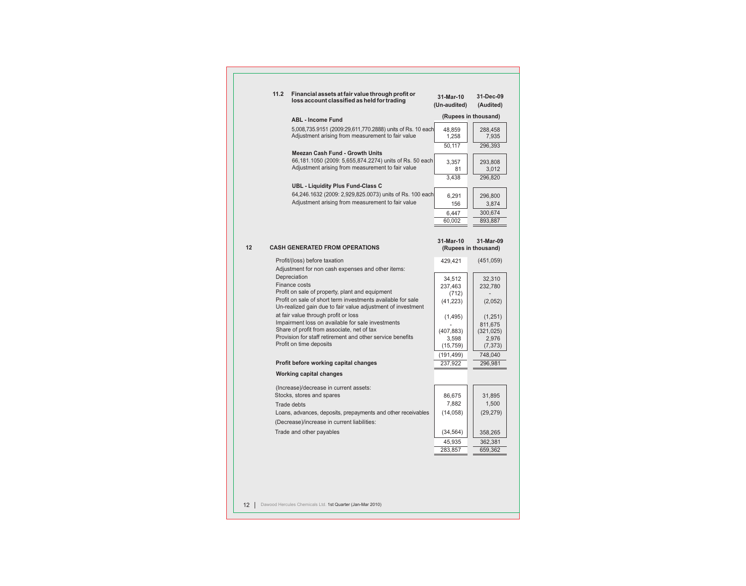### 11.2 Financial assets at fair value through profit or loss account classified as held for trading

| | 31-Mar-10 (Un-audited) | 31-Dec-09 (Audited) |
|---|---|---|
| | (Rupees in thousand) | |
| **ABL - Income Fund** | | |
| 5,008,735.9151 (2009:29,611,770.2888) units of Rs. 10 each | 48,859 | 288,458 |
| Adjustment arising from measurement to fair value | 1,258 | 7,935 |
| | 50,117 | 296,393 |
| **Meezan Cash Fund - Growth Units** | | |
| 66,181.1050 (2009: 5,655,874.2274) units of Rs. 50 each | 3,357 | 293,808 |
| Adjustment arising from measurement to fair value | 81 | 3,012 |
| | 3,438 | 296,820 |
| **UBL - Liquidity Plus Fund-Class C** | | |
| 64,246.1632 (2009: 2,929,825.0073) units of Rs. 100 each | 6,291 | 296,800 |
| Adjustment arising from measurement to fair value | 156 | 3,874 |
| | 6,447 | 300,674 |
| | 60,002 | 893,887 |

## 12 CASH GENERATED FROM OPERATIONS

| | 31-Mar-10 | 31-Mar-09 |
|---|---|---|
| | (Rupees in thousand) | |
| Profit/(loss) before taxation | 429,421 | (451,059) |
| Adjustment for non cash expenses and other items: | | |
| Depreciation | 34,512 | 32,310 |
| Finance costs | 237,463 | 232,780 |
| Profit on sale of property, plant and equipment | (712) | - |
| Profit on sale of short term investments available for sale | (41,223) | (2,052) |
| Un-realized gain due to fair value adjustment of investment at fair value through profit or loss | (1,495) | (1,251) |
| Impairment loss on available for sale investments | - | 811,675 |
| Share of profit from associate, net of tax | (407,883) | (321,025) |
| Provision for staff retirement and other service benefits | 3,598 | 2,976 |
| Profit on time deposits | (15,759) | (7,373) |
| | (191,499) | 748,040 |
| **Profit before working capital changes** | 237,922 | 296,981 |
| **Working capital changes** | | |
| (Increase)/decrease in current assets: | | |
| Stocks, stores and spares | 86,675 | 31,895 |
| Trade debts | 7,882 | 1,500 |
| Loans, advances, deposits, prepayments and other receivables | (14,058) | (29,279) |
| (Decrease)/increase in current liabilities: | | |
| Trade and other payables | (34,564) | 358,265 |
| | 45,935 | 362,381 |
| | 283,857 | 659,362 |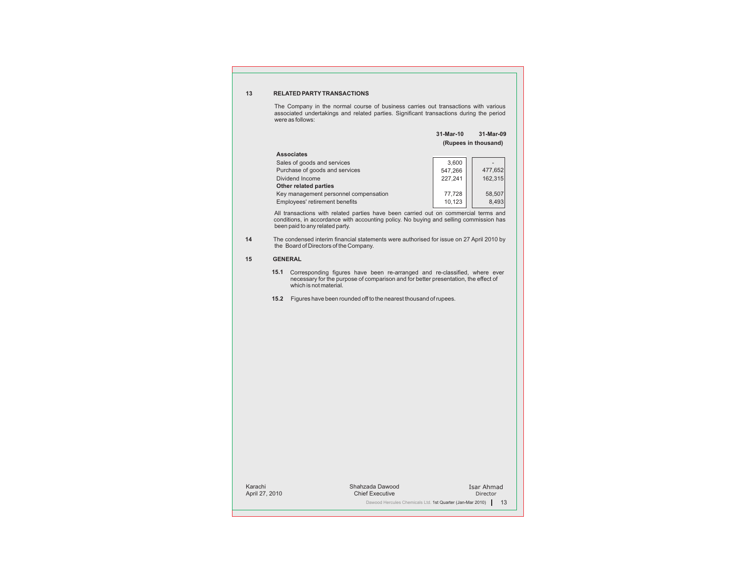## 13 RELATED PARTY TRANSACTIONS

The Company in the normal course of business carries out transactions with various associated undertakings and related parties. Significant transactions during the period were as follows:

| | 31-Mar-10 | 31-Mar-09 |
|---|---|---|
| | (Rupees in thousand) | |
| **Associates** | | |
| Sales of goods and services | 3,600 | - |
| Purchase of goods and services | 547,266 | 477,652 |
| Dividend Income | 227,241 | 162,315 |
| **Other related parties** | | |
| Key management personnel compensation | 77,728 | 58,507 |
| Employees' retirement benefits | 10,123 | 8,493 |

All transactions with related parties have been carried out on commercial terms and conditions, in accordance with accounting policy. No buying and selling commission has been paid to any related party.

## 14

The condensed interim financial statements were authorised for issue on 27 April 2010 by the Board of Directors of the Company.

## 15 GENERAL

**15.1** Corresponding figures have been re-arranged and re-classified, where ever necessary for the purpose of comparison and for better presentation, the effect of which is not material.

**15.2** Figures have been rounded off to the nearest thousand of rupees.

Karachi
April 27, 2010

Shahzada Dawood
Chief Executive

Isar Ahmad
Director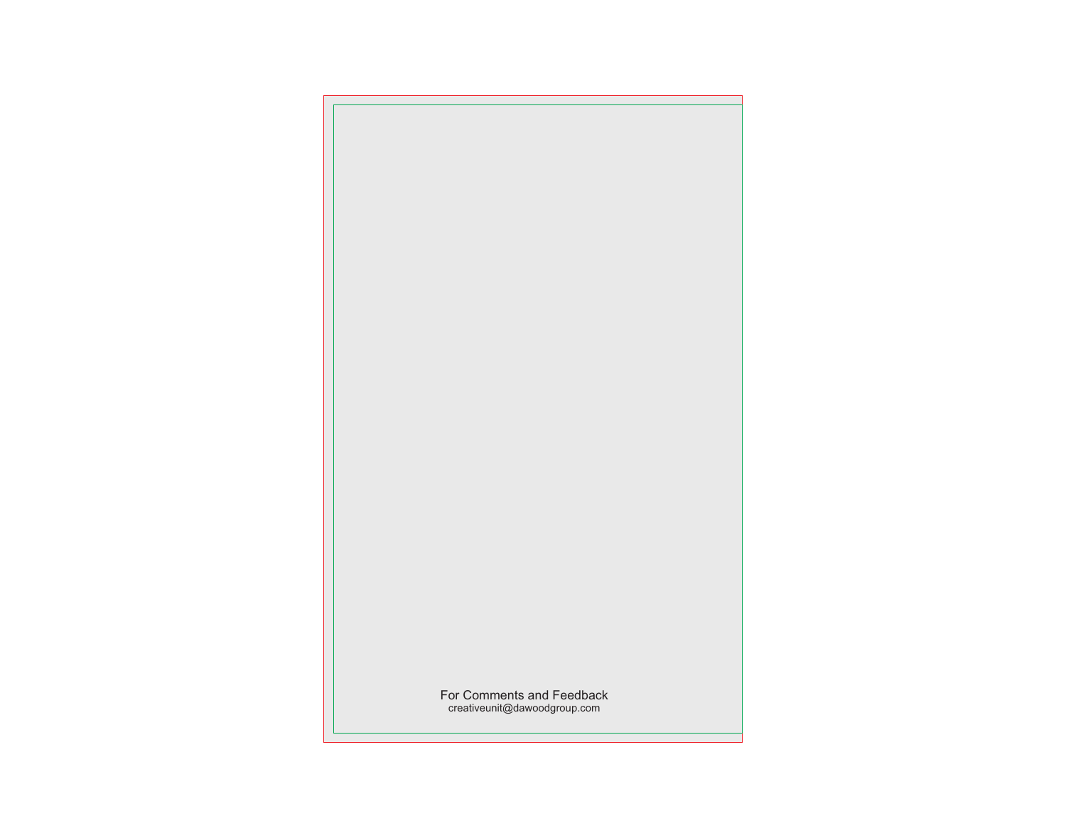For Comments and Feedback
creativeunit@dawoodgroup.com